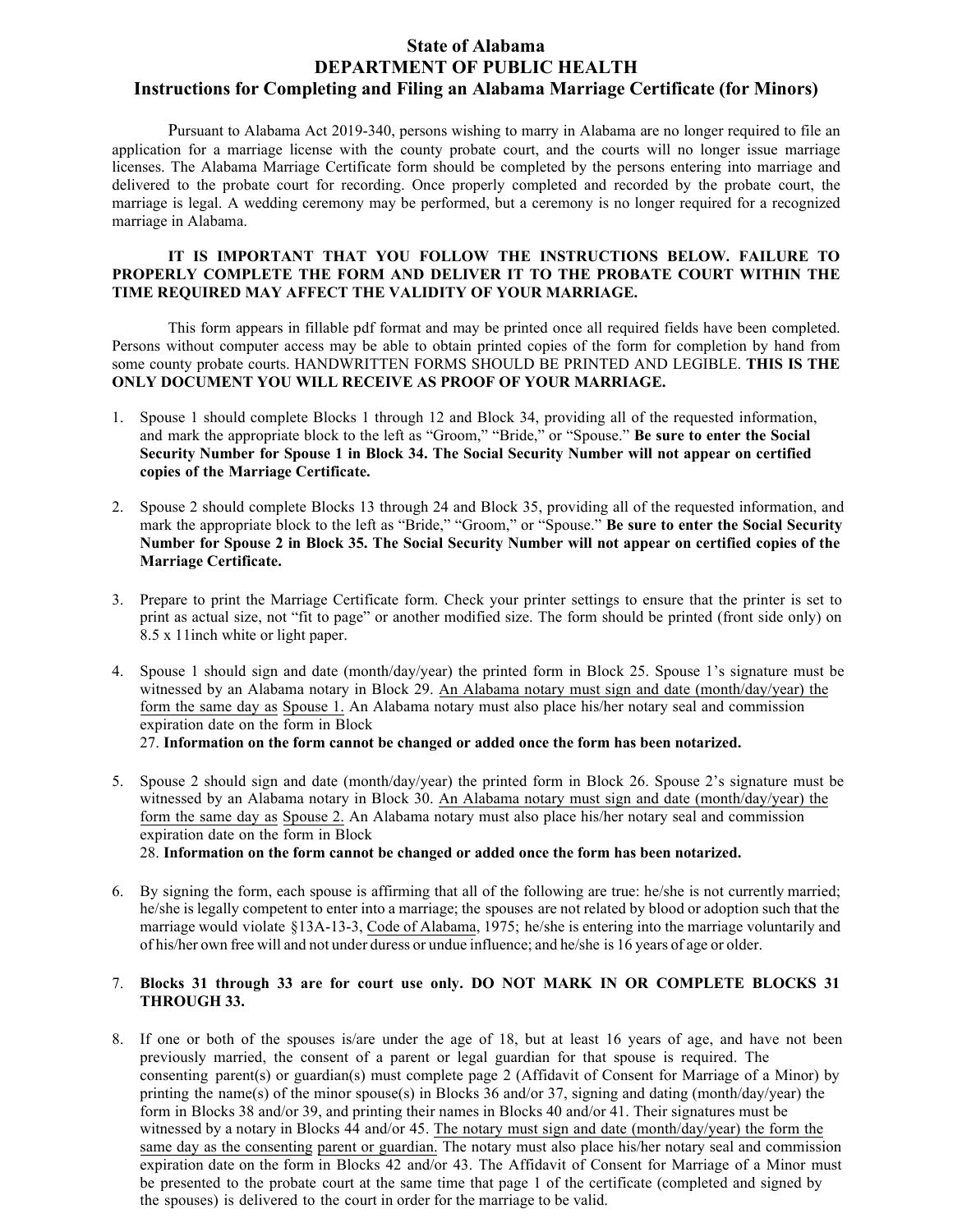# State of Alabama
# DEPARTMENT OF PUBLIC HEALTH
## Instructions for Completing and Filing an Alabama Marriage Certificate (for Minors)

Pursuant to Alabama Act 2019-340, persons wishing to marry in Alabama are no longer required to file an application for a marriage license with the county probate court, and the courts will no longer issue marriage licenses. The Alabama Marriage Certificate form should be completed by the persons entering into marriage and delivered to the probate court for recording. Once properly completed and recorded by the probate court, the marriage is legal. A wedding ceremony may be performed, but a ceremony is no longer required for a recognized marriage in Alabama.

**IT IS IMPORTANT THAT YOU FOLLOW THE INSTRUCTIONS BELOW. FAILURE TO PROPERLY COMPLETE THE FORM AND DELIVER IT TO THE PROBATE COURT WITHIN THE TIME REQUIRED MAY AFFECT THE VALIDITY OF YOUR MARRIAGE.**

This form appears in fillable pdf format and may be printed once all required fields have been completed. Persons without computer access may be able to obtain printed copies of the form for completion by hand from some county probate courts. HANDWRITTEN FORMS SHOULD BE PRINTED AND LEGIBLE. **THIS IS THE ONLY DOCUMENT YOU WILL RECEIVE AS PROOF OF YOUR MARRIAGE.**

1. Spouse 1 should complete Blocks 1 through 12 and Block 34, providing all of the requested information, and mark the appropriate block to the left as "Groom," "Bride," or "Spouse." **Be sure to enter the Social Security Number for Spouse 1 in Block 34. The Social Security Number will not appear on certified copies of the Marriage Certificate.**

2. Spouse 2 should complete Blocks 13 through 24 and Block 35, providing all of the requested information, and mark the appropriate block to the left as "Bride," "Groom," or "Spouse." **Be sure to enter the Social Security Number for Spouse 2 in Block 35. The Social Security Number will not appear on certified copies of the Marriage Certificate.**

3. Prepare to print the Marriage Certificate form. Check your printer settings to ensure that the printer is set to print as actual size, not "fit to page" or another modified size. The form should be printed (front side only) on 8.5 x 11inch white or light paper.

4. Spouse 1 should sign and date (month/day/year) the printed form in Block 25. Spouse 1's signature must be witnessed by an Alabama notary in Block 29. An Alabama notary must sign and date (month/day/year) the form the same day as Spouse 1. An Alabama notary must also place his/her notary seal and commission expiration date on the form in Block 27. **Information on the form cannot be changed or added once the form has been notarized.**

5. Spouse 2 should sign and date (month/day/year) the printed form in Block 26. Spouse 2's signature must be witnessed by an Alabama notary in Block 30. An Alabama notary must sign and date (month/day/year) the form the same day as Spouse 2. An Alabama notary must also place his/her notary seal and commission expiration date on the form in Block 28. **Information on the form cannot be changed or added once the form has been notarized.**

6. By signing the form, each spouse is affirming that all of the following are true: he/she is not currently married; he/she is legally competent to enter into a marriage; the spouses are not related by blood or adoption such that the marriage would violate §13A-13-3, Code of Alabama, 1975; he/she is entering into the marriage voluntarily and of his/her own free will and not under duress or undue influence; and he/she is 16 years of age or older.

7. **Blocks 31 through 33 are for court use only. DO NOT MARK IN OR COMPLETE BLOCKS 31 THROUGH 33.**

8. If one or both of the spouses is/are under the age of 18, but at least 16 years of age, and have not been previously married, the consent of a parent or legal guardian for that spouse is required. The consenting parent(s) or guardian(s) must complete page 2 (Affidavit of Consent for Marriage of a Minor) by printing the name(s) of the minor spouse(s) in Blocks 36 and/or 37, signing and dating (month/day/year) the form in Blocks 38 and/or 39, and printing their names in Blocks 40 and/or 41. Their signatures must be witnessed by a notary in Blocks 44 and/or 45. The notary must sign and date (month/day/year) the form the same day as the consenting parent or guardian. The notary must also place his/her notary seal and commission expiration date on the form in Blocks 42 and/or 43. The Affidavit of Consent for Marriage of a Minor must be presented to the probate court at the same time that page 1 of the certificate (completed and signed by the spouses) is delivered to the court in order for the marriage to be valid.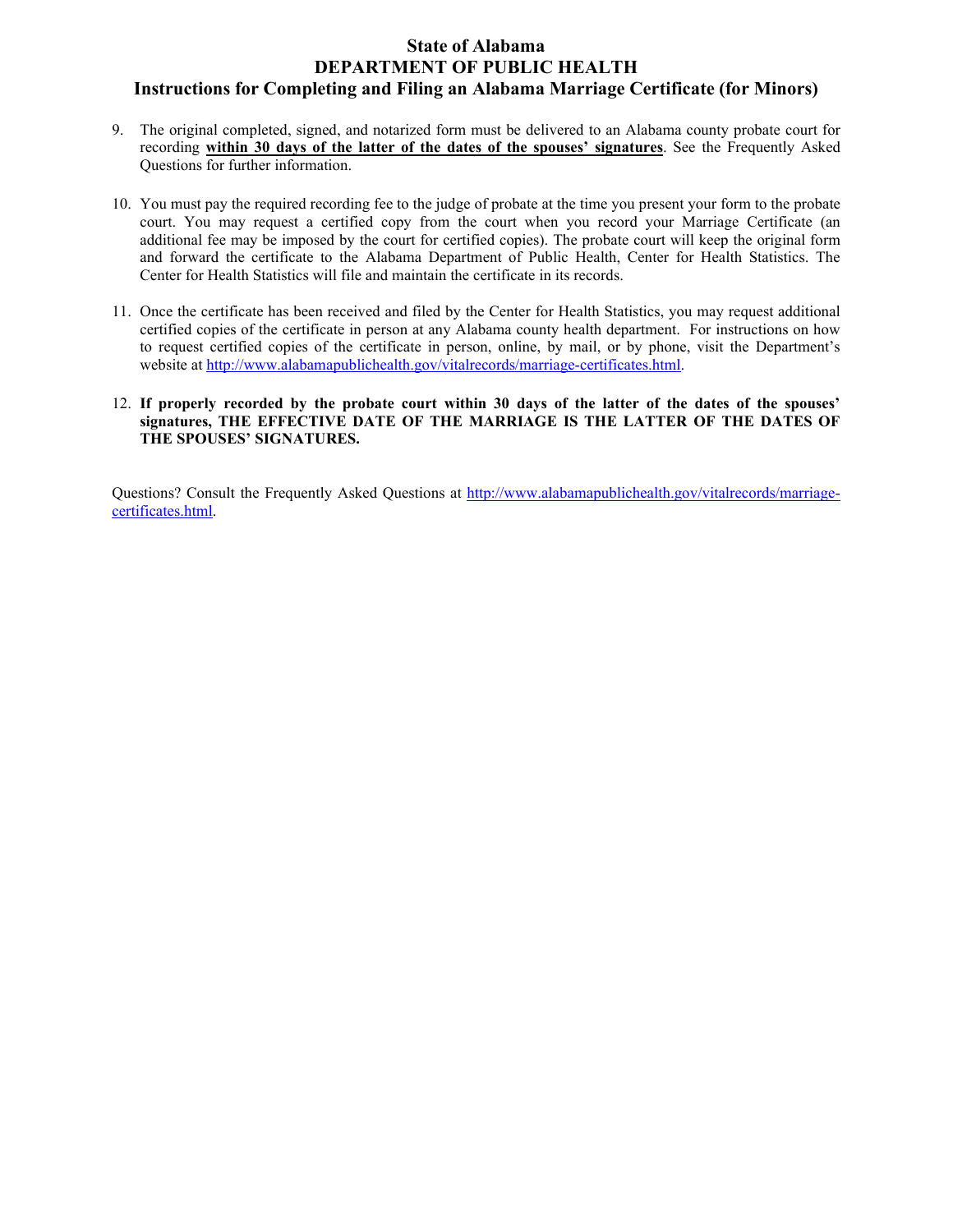# State of Alabama
# DEPARTMENT OF PUBLIC HEALTH
## Instructions for Completing and Filing an Alabama Marriage Certificate (for Minors)

9. The original completed, signed, and notarized form must be delivered to an Alabama county probate court for recording **within 30 days of the latter of the dates of the spouses' signatures**. See the Frequently Asked Questions for further information.

10. You must pay the required recording fee to the judge of probate at the time you present your form to the probate court. You may request a certified copy from the court when you record your Marriage Certificate (an additional fee may be imposed by the court for certified copies). The probate court will keep the original form and forward the certificate to the Alabama Department of Public Health, Center for Health Statistics. The Center for Health Statistics will file and maintain the certificate in its records.

11. Once the certificate has been received and filed by the Center for Health Statistics, you may request additional certified copies of the certificate in person at any Alabama county health department. For instructions on how to request certified copies of the certificate in person, online, by mail, or by phone, visit the Department's website at http://www.alabamapublichealth.gov/vitalrecords/marriage-certificates.html.

12. **If properly recorded by the probate court within 30 days of the latter of the dates of the spouses' signatures, THE EFFECTIVE DATE OF THE MARRIAGE IS THE LATTER OF THE DATES OF THE SPOUSES' SIGNATURES.**

Questions? Consult the Frequently Asked Questions at http://www.alabamapublichealth.gov/vitalrecords/marriage-certificates.html.